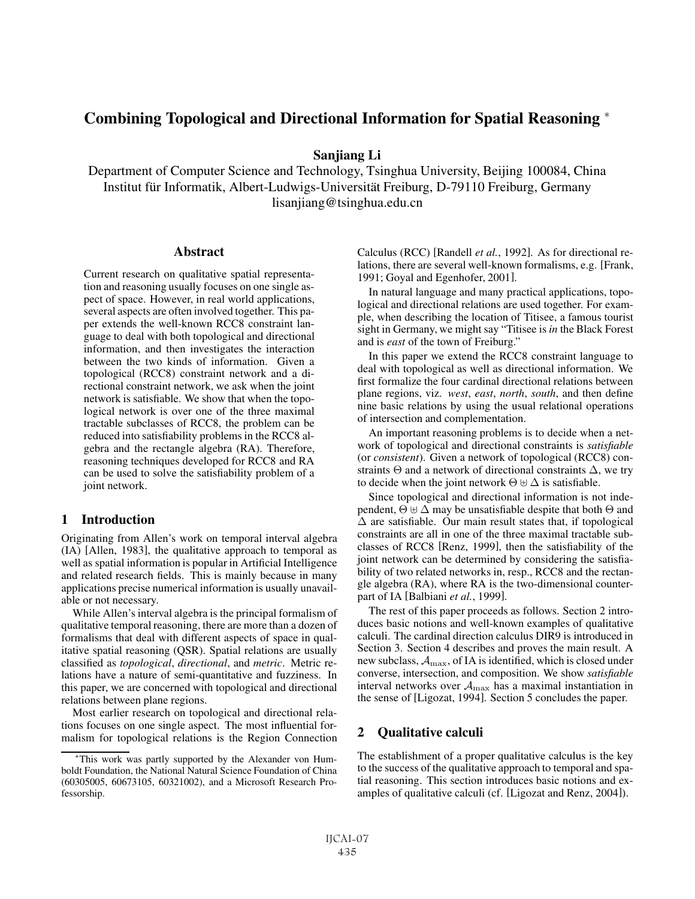# Combining Topological and Directional Information for Spatial Reasoning *

**Sanjiang Li**

Department of Computer Science and Technology, Tsinghua University, Beijing 100084, China
Institut für Informatik, Albert-Ludwigs-Universität Freiburg, D-79110 Freiburg, Germany
lisanjiang@tsinghua.edu.cn

## Abstract

Current research on qualitative spatial representation and reasoning usually focuses on one single aspect of space. However, in real world applications, several aspects are often involved together. This paper extends the well-known RCC8 constraint language to deal with both topological and directional information, and then investigates the interaction between the two kinds of information. Given a topological (RCC8) constraint network and a directional constraint network, we ask when the joint network is satisfiable. We show that when the topological network is over one of the three maximal tractable subclasses of RCC8, the problem can be reduced into satisfiability problems in the RCC8 algebra and the rectangle algebra (RA). Therefore, reasoning techniques developed for RCC8 and RA can be used to solve the satisfiability problem of a joint network.

## 1 Introduction

Originating from Allen's work on temporal interval algebra (IA) [Allen, 1983], the qualitative approach to temporal as well as spatial information is popular in Artificial Intelligence and related research fields. This is mainly because in many applications precise numerical information is usually unavailable or not necessary.

While Allen's interval algebra is the principal formalism of qualitative temporal reasoning, there are more than a dozen of formalisms that deal with different aspects of space in qualitative spatial reasoning (QSR). Spatial relations are usually classified as *topological*, *directional*, and *metric*. Metric relations have a nature of semi-quantitative and fuzziness. In this paper, we are concerned with topological and directional relations between plane regions.

Most earlier research on topological and directional relations focuses on one single aspect. The most influential formalism for topological relations is the Region Connection Calculus (RCC) [Randell *et al.*, 1992]. As for directional relations, there are several well-known formalisms, e.g. [Frank, 1991; Goyal and Egenhofer, 2001].

In natural language and many practical applications, topological and directional relations are used together. For example, when describing the location of Titisee, a famous tourist sight in Germany, we might say "Titisee is *in* the Black Forest and is *east* of the town of Freiburg."

In this paper we extend the RCC8 constraint language to deal with topological as well as directional information. We first formalize the four cardinal directional relations between plane regions, viz. *west*, *east*, *north*, *south*, and then define nine basic relations by using the usual relational operations of intersection and complementation.

An important reasoning problems is to decide when a network of topological and directional constraints is *satisfiable* (or *consistent*). Given a network of topological (RCC8) constraints $\Theta$ and a network of directional constraints $\Delta$, we try to decide when the joint network $\Theta \uplus \Delta$ is satisfiable.

Since topological and directional information is not independent, $\Theta \uplus \Delta$ may be unsatisfiable despite that both $\Theta$ and $\Delta$ are satisfiable. Our main result states that, if topological constraints are all in one of the three maximal tractable subclasses of RCC8 [Renz, 1999], then the satisfiability of the joint network can be determined by considering the satisfiability of two related networks in, resp., RCC8 and the rectangle algebra (RA), where RA is the two-dimensional counterpart of IA [Balbiani *et al.*, 1999].

The rest of this paper proceeds as follows. Section 2 introduces basic notions and well-known examples of qualitative calculi. The cardinal direction calculus DIR9 is introduced in Section 3. Section 4 describes and proves the main result. A new subclass, $\mathcal{A}_{\max}$, of IA is identified, which is closed under converse, intersection, and composition. We show *satisfiable* interval networks over $\mathcal{A}_{\max}$ has a maximal instantiation in the sense of [Ligozat, 1994]. Section 5 concludes the paper.

## 2 Qualitative calculi

The establishment of a proper qualitative calculus is the key to the success of the qualitative approach to temporal and spatial reasoning. This section introduces basic notions and examples of qualitative calculi (cf. [Ligozat and Renz, 2004]).

---

*This work was partly supported by the Alexander von Humboldt Foundation, the National Natural Science Foundation of China (60305005, 60673105, 60321002), and a Microsoft Research Professorship.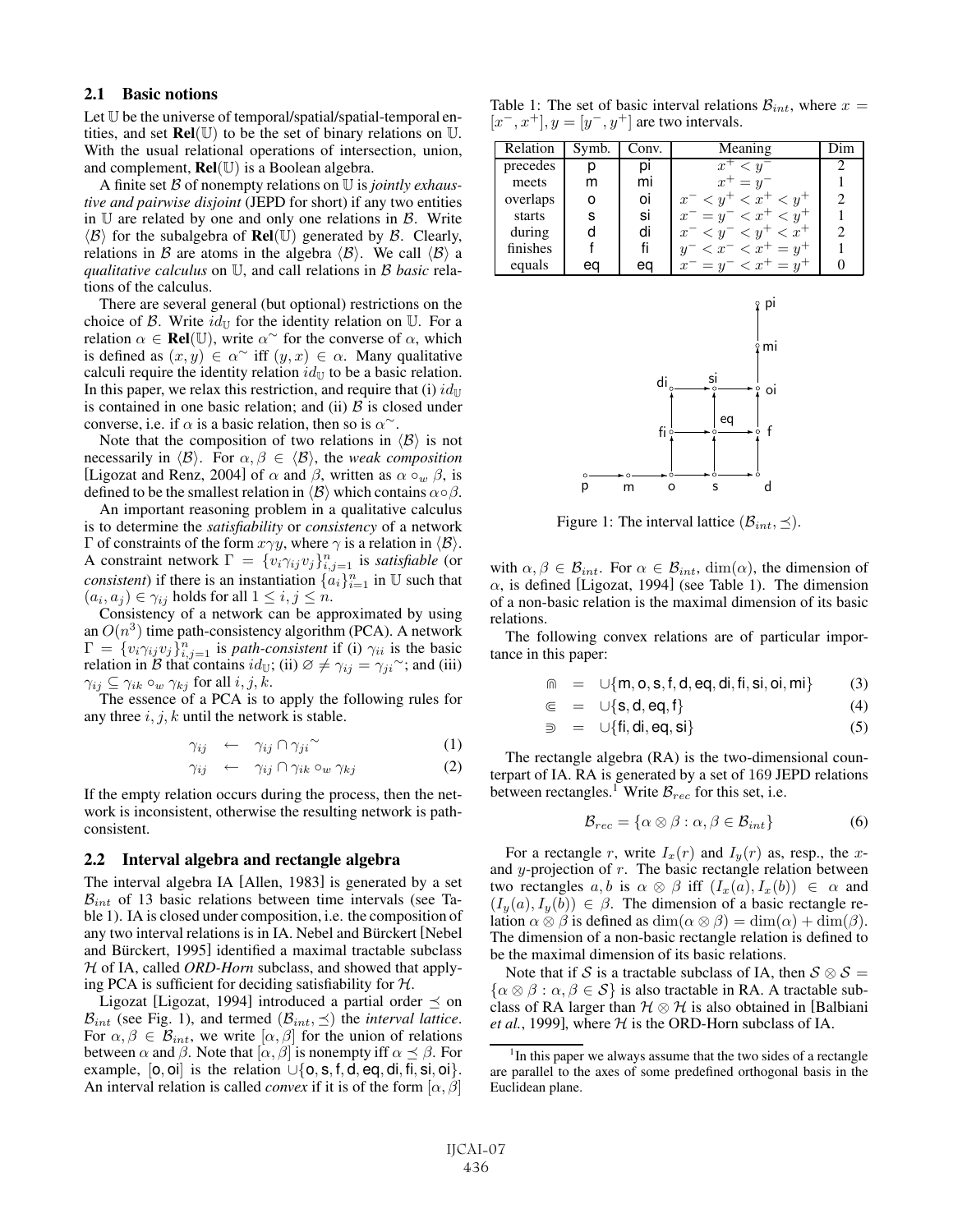### 2.1 Basic notions

Let $\mathbb{U}$ be the universe of temporal/spatial/spatial-temporal entities, and set $\mathbf{Rel}(\mathbb{U})$ to be the set of binary relations on $\mathbb{U}$. With the usual relational operations of intersection, union, and complement, $\mathbf{Rel}(\mathbb{U})$ is a Boolean algebra.

A finite set $\mathcal{B}$ of nonempty relations on $\mathbb{U}$ is *jointly exhaustive and pairwise disjoint* (JEPD for short) if any two entities in $\mathbb{U}$ are related by one and only one relations in $\mathcal{B}$. Write $\langle\mathcal{B}\rangle$ for the subalgebra of $\mathbf{Rel}(\mathbb{U})$ generated by $\mathcal{B}$. Clearly, relations in $\mathcal{B}$ are atoms in the algebra $\langle\mathcal{B}\rangle$. We call $\langle\mathcal{B}\rangle$ a *qualitative calculus* on $\mathbb{U}$, and call relations in $\mathcal{B}$ *basic* relations of the calculus.

There are several general (but optional) restrictions on the choice of $\mathcal{B}$. Write $id_{\mathbb{U}}$ for the identity relation on $\mathbb{U}$. For a relation $\alpha \in \mathbf{Rel}(\mathbb{U})$, write $\alpha^{\sim}$ for the converse of $\alpha$, which is defined as $(x, y) \in \alpha^{\sim}$ iff $(y, x) \in \alpha$. Many qualitative calculi require the identity relation $id_{\mathbb{U}}$ to be a basic relation. In this paper, we relax this restriction, and require that (i) $id_{\mathbb{U}}$ is contained in one basic relation; and (ii) $\mathcal{B}$ is closed under converse, i.e. if $\alpha$ is a basic relation, then so is $\alpha^{\sim}$.

Note that the composition of two relations in $\langle\mathcal{B}\rangle$ is not necessarily in $\langle\mathcal{B}\rangle$. For $\alpha, \beta \in \langle\mathcal{B}\rangle$, the *weak composition* [Ligozat and Renz, 2004] of $\alpha$ and $\beta$, written as $\alpha \circ_w \beta$, is defined to be the smallest relation in $\langle\mathcal{B}\rangle$ which contains $\alpha \circ \beta$.

An important reasoning problem in a qualitative calculus is to determine the *satisfiability* or *consistency* of a network $\Gamma$ of constraints of the form $x\gamma y$, where $\gamma$ is a relation in $\langle\mathcal{B}\rangle$. A constraint network $\Gamma = \{v_i \gamma_{ij} v_j\}_{i,j=1}^n$ is *satisfiable* (or *consistent*) if there is an instantiation $\{a_i\}_{i=1}^n$ in $\mathbb{U}$ such that $(a_i, a_j) \in \gamma_{ij}$ holds for all $1 \leq i, j \leq n$.

Consistency of a network can be approximated by using an $O(n^3)$ time path-consistency algorithm (PCA). A network $\Gamma = \{v_i \gamma_{ij} v_j\}_{i,j=1}^n$ is *path-consistent* if (i) $\gamma_{ii}$ is the basic relation in $\mathcal{B}$ that contains $id_{\mathbb{U}}$; (ii) $\varnothing \neq \gamma_{ij} = \gamma_{ji}^{\sim}$; and (iii) $\gamma_{ij} \subseteq \gamma_{ik} \circ_w \gamma_{kj}$ for all $i, j, k$.

The essence of a PCA is to apply the following rules for any three $i, j, k$ until the network is stable.

$$\gamma_{ij} \leftarrow \gamma_{ij} \cap \gamma_{ji}^{\sim} \tag{1}$$

$$\gamma_{ij} \leftarrow \gamma_{ij} \cap \gamma_{ik} \circ_w \gamma_{kj} \tag{2}$$

If the empty relation occurs during the process, then the network is inconsistent, otherwise the resulting network is path-consistent.

### 2.2 Interval algebra and rectangle algebra

The interval algebra IA [Allen, 1983] is generated by a set $\mathcal{B}_{int}$ of 13 basic relations between time intervals (see Table 1). IA is closed under composition, i.e. the composition of any two interval relations is in IA. Nebel and Bürckert [Nebel and Bürckert, 1995] identified a maximal tractable subclass $\mathcal{H}$ of IA, called *ORD-Horn* subclass, and showed that applying PCA is sufficient for deciding satisfiability for $\mathcal{H}$.

Ligozat [Ligozat, 1994] introduced a partial order $\preceq$ on $\mathcal{B}_{int}$ (see Fig. 1), and termed $(\mathcal{B}_{int}, \preceq)$ the *interval lattice*. For $\alpha, \beta \in \mathcal{B}_{int}$, we write $[\alpha, \beta]$ for the union of relations between $\alpha$ and $\beta$. Note that $[\alpha, \beta]$ is nonempty iff $\alpha \preceq \beta$. For example, $[\mathsf{o}, \mathsf{oi}]$ is the relation $\cup\{\mathsf{o}, \mathsf{s}, \mathsf{f}, \mathsf{d}, \mathsf{eq}, \mathsf{di}, \mathsf{fi}, \mathsf{si}, \mathsf{oi}\}$. An interval relation is called *convex* if it is of the form $[\alpha, \beta]$ with $\alpha, \beta \in \mathcal{B}_{int}$. For $\alpha \in \mathcal{B}_{int}$, $\dim(\alpha)$, the dimension of $\alpha$, is defined [Ligozat, 1994] (see Table 1). The dimension of a non-basic relation is the maximal dimension of its basic relations.

Table 1: The set of basic interval relations $\mathcal{B}_{int}$, where $x = [x^-, x^+], y = [y^-, y^+]$ are two intervals.

| Relation | Symb. | Conv. | Meaning | Dim |
|---|---|---|---|---|
| precedes | p | pi | $x^+ < y^-$ | 2 |
| meets | m | mi | $x^+ = y^-$ | 1 |
| overlaps | o | oi | $x^- < y^+ < x^+ < y^+$ | 2 |
| starts | s | si | $x^- = y^- < x^+ < y^+$ | 1 |
| during | d | di | $x^- < y^- < y^+ < x^+$ | 2 |
| finishes | f | fi | $y^- < x^- < x^+ = y^+$ | 1 |
| equals | eq | eq | $x^- = y^- < x^+ = y^+$ | 0 |

Figure 1: The interval lattice $(\mathcal{B}_{int}, \preceq)$.

The following convex relations are of particular importance in this paper:

$$⋒ = \cup\{\mathsf{m}, \mathsf{o}, \mathsf{s}, \mathsf{f}, \mathsf{d}, \mathsf{eq}, \mathsf{di}, \mathsf{fi}, \mathsf{si}, \mathsf{oi}, \mathsf{mi}\} \tag{3}$$

$$⋐ = \cup\{\mathsf{s}, \mathsf{d}, \mathsf{eq}, \mathsf{f}\} \tag{4}$$

$$⋑ = \cup\{\mathsf{fi}, \mathsf{di}, \mathsf{eq}, \mathsf{si}\} \tag{5}$$

The rectangle algebra (RA) is the two-dimensional counterpart of IA. RA is generated by a set of 169 JEPD relations between rectangles.[1] Write $\mathcal{B}_{rec}$ for this set, i.e.

$$\mathcal{B}_{rec} = \{\alpha \otimes \beta : \alpha, \beta \in \mathcal{B}_{int}\} \tag{6}$$

For a rectangle $r$, write $I_x(r)$ and $I_y(r)$ as, resp., the $x$- and $y$-projection of $r$. The basic rectangle relation between two rectangles $a, b$ is $\alpha \otimes \beta$ iff $(I_x(a), I_x(b)) \in \alpha$ and $(I_y(a), I_y(b)) \in \beta$. The dimension of a basic rectangle relation $\alpha \otimes \beta$ is defined as $\dim(\alpha \otimes \beta) = \dim(\alpha) + \dim(\beta)$. The dimension of a non-basic rectangle relation is defined to be the maximal dimension of its basic relations.

Note that if $\mathcal{S}$ is a tractable subclass of IA, then $\mathcal{S} \otimes \mathcal{S} = \{\alpha \otimes \beta : \alpha, \beta \in \mathcal{S}\}$ is also tractable in RA. A tractable subclass of RA larger than $\mathcal{H} \otimes \mathcal{H}$ is also obtained in [Balbiani *et al.*, 1999], where $\mathcal{H}$ is the ORD-Horn subclass of IA.

[1] In this paper we always assume that the two sides of a rectangle are parallel to the axes of some predefined orthogonal basis in the Euclidean plane.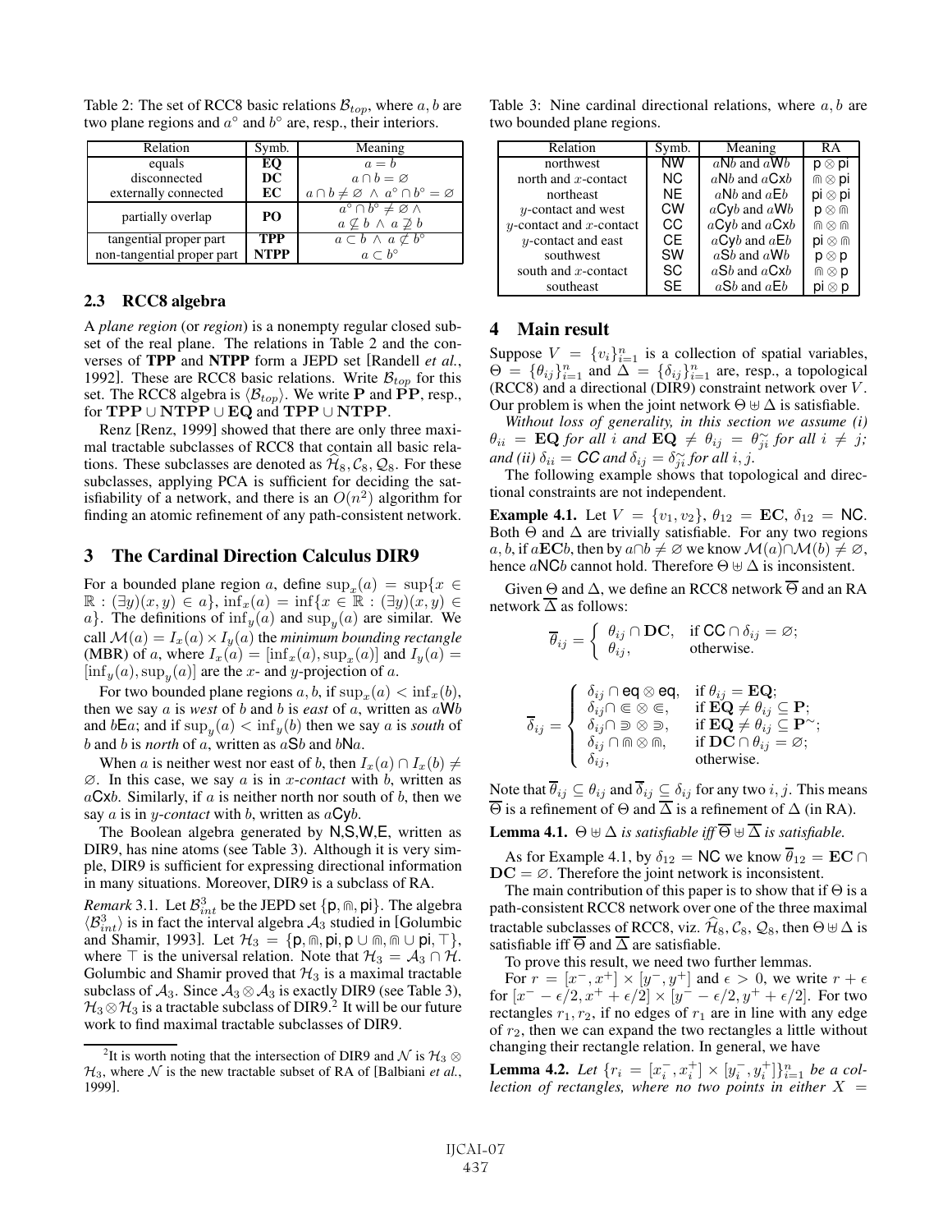Table 2: The set of RCC8 basic relations $\mathcal{B}_{top}$, where $a, b$ are two plane regions and $a^\circ$ and $b^\circ$ are, resp., their interiors.

| Relation | Symb. | Meaning |
|---|---|---|
| equals | **EQ** | $a = b$ |
| disconnected | **DC** | $a \cap b = \varnothing$ |
| externally connected | **EC** | $a \cap b \neq \varnothing \wedge a^\circ \cap b^\circ = \varnothing$ |
| partially overlap | **PO** | $a^\circ \cap b^\circ \neq \varnothing \wedge$ $a \not\subseteq b \wedge a \not\supseteq b$ |
| tangential proper part | **TPP** | $a \subset b \wedge a \not\subset b^\circ$ |
| non-tangential proper part | **NTPP** | $a \subset b^\circ$ |

### 2.3 RCC8 algebra

A *plane region* (or *region*) is a nonempty regular closed subset of the real plane. The relations in Table 2 and the converses of **TPP** and **NTPP** form a JEPD set [Randell *et al.*, 1992]. These are RCC8 basic relations. Write $\mathcal{B}_{top}$ for this set. The RCC8 algebra is $\langle \mathcal{B}_{top} \rangle$. We write $\mathbf{P}$ and $\mathbf{PP}$, resp., for $\mathbf{TPP} \cup \mathbf{NTPP} \cup \mathbf{EQ}$ and $\mathbf{TPP} \cup \mathbf{NTPP}$.

Renz [Renz, 1999] showed that there are only three maximal tractable subclasses of RCC8 that contain all basic relations. These subclasses are denoted as $\widehat{\mathcal{H}}_8, \mathcal{C}_8, \mathcal{Q}_8$. For these subclasses, applying PCA is sufficient for deciding the satisfiability of a network, and there is an $O(n^2)$ algorithm for finding an atomic refinement of any path-consistent network.

## 3 The Cardinal Direction Calculus DIR9

For a bounded plane region $a$, define $\sup_x(a) = \sup\{x \in \mathbb{R} : (\exists y)(x, y) \in a\}$, $\inf_x(a) = \inf\{x \in \mathbb{R} : (\exists y)(x, y) \in a\}$. The definitions of $\inf_y(a)$ and $\sup_y(a)$ are similar. We call $\mathcal{M}(a) = I_x(a) \times I_y(a)$ the *minimum bounding rectangle* (MBR) of $a$, where $I_x(a) = [\inf_x(a), \sup_x(a)]$ and $I_y(a) = [\inf_y(a), \sup_y(a)]$ are the $x$- and $y$-projection of $a$.

For two bounded plane regions $a, b$, if $\sup_x(a) < \inf_x(b)$, then we say $a$ is *west* of $b$ and $b$ is *east* of $a$, written as $a\mathsf{W}b$ and $b\mathsf{E}a$; and if $\sup_y(a) < \inf_y(b)$ then we say $a$ is *south* of $b$ and $b$ is *north* of $a$, written as $a\mathsf{S}b$ and $b\mathsf{N}a$.

When $a$ is neither west nor east of $b$, then $I_x(a) \cap I_x(b) \neq \varnothing$. In this case, we say $a$ is in *x-contact* with $b$, written as $a\mathsf{Cx}b$. Similarly, if $a$ is neither north nor south of $b$, then we say $a$ is in *y-contact* with $b$, written as $a\mathsf{Cy}b$.

The Boolean algebra generated by N,S,W,E, written as DIR9, has nine atoms (see Table 3). Although it is very simple, DIR9 is sufficient for expressing directional information in many situations. Moreover, DIR9 is a subclass of RA.

*Remark* 3.1. Let $\mathcal{B}^3_{int}$ be the JEPD set $\{\mathsf{p}, \Cap, \mathsf{pi}\}$. The algebra $\langle \mathcal{B}^3_{int} \rangle$ is in fact the interval algebra $\mathcal{A}_3$ studied in [Golumbic and Shamir, 1993]. Let $\mathcal{H}_3 = \{\mathsf{p}, \Cap, \mathsf{pi}, \mathsf{p} \cup \Cap, \Cap \cup \mathsf{pi}, \top\}$, where $\top$ is the universal relation. Note that $\mathcal{H}_3 = \mathcal{A}_3 \cap \mathcal{H}$. Golumbic and Shamir proved that $\mathcal{H}_3$ is a maximal tractable subclass of $\mathcal{A}_3$. Since $\mathcal{A}_3 \otimes \mathcal{A}_3$ is exactly DIR9 (see Table 3), $\mathcal{H}_3 \otimes \mathcal{H}_3$ is a tractable subclass of DIR9.[2] It will be our future work to find maximal tractable subclasses of DIR9.

[2] It is worth noting that the intersection of DIR9 and $\mathcal{N}$ is $\mathcal{H}_3 \otimes \mathcal{H}_3$, where $\mathcal{N}$ is the new tractable subset of RA of [Balbiani *et al.*, 1999].

Table 3: Nine cardinal directional relations, where $a, b$ are two bounded plane regions.

| Relation | Symb. | Meaning | RA |
|---|---|---|---|
| northwest | NW | $a\mathsf{N}b$ and $a\mathsf{W}b$ | $\mathsf{p} \otimes \mathsf{pi}$ |
| north and $x$-contact | NC | $a\mathsf{N}b$ and $a\mathsf{Cx}b$ | $\Cap \otimes \mathsf{pi}$ |
| northeast | NE | $a\mathsf{N}b$ and $a\mathsf{E}b$ | $\mathsf{pi} \otimes \mathsf{pi}$ |
| $y$-contact and west | CW | $a\mathsf{Cy}b$ and $a\mathsf{W}b$ | $\mathsf{p} \otimes \Cap$ |
| $y$-contact and $x$-contact | CC | $a\mathsf{Cy}b$ and $a\mathsf{Cx}b$ | $\Cap \otimes \Cap$ |
| $y$-contact and east | CE | $a\mathsf{Cy}b$ and $a\mathsf{E}b$ | $\mathsf{pi} \otimes \Cap$ |
| southwest | SW | $a\mathsf{S}b$ and $a\mathsf{W}b$ | $\mathsf{p} \otimes \mathsf{p}$ |
| south and $x$-contact | SC | $a\mathsf{S}b$ and $a\mathsf{Cx}b$ | $\Cap \otimes \mathsf{p}$ |
| southeast | SE | $a\mathsf{S}b$ and $a\mathsf{E}b$ | $\mathsf{pi} \otimes \mathsf{p}$ |

## 4 Main result

Suppose $V = \{v_i\}_{i=1}^n$ is a collection of spatial variables, $\Theta = \{\theta_{ij}\}_{i=1}^n$ and $\Delta = \{\delta_{ij}\}_{i=1}^n$ are, resp., a topological (RCC8) and a directional (DIR9) constraint network over $V$. Our problem is when the joint network $\Theta \uplus \Delta$ is satisfiable.

*Without loss of generality, in this section we assume (i) $\theta_{ii} = \mathbf{EQ}$ for all $i$ and $\mathbf{EQ} \neq \theta_{ij} = \theta_{ji}^\sim$ for all $i \neq j$; and (ii) $\delta_{ii} = \mathsf{CC}$ and $\delta_{ij} = \delta_{ji}^\sim$ for all $i, j$.*

The following example shows that topological and directional constraints are not independent.

**Example 4.1.** Let $V = \{v_1, v_2\}$, $\theta_{12} = \mathbf{EC}$, $\delta_{12} = \mathsf{NC}$. Both $\Theta$ and $\Delta$ are trivially satisfiable. For any two regions $a, b$, if $a\mathbf{EC}b$, then by $a \cap b \neq \varnothing$ we know $\mathcal{M}(a) \cap \mathcal{M}(b) \neq \varnothing$, hence $a\mathsf{NC}b$ cannot hold. Therefore $\Theta \uplus \Delta$ is inconsistent.

Given $\Theta$ and $\Delta$, we define an RCC8 network $\overline{\Theta}$ and an RA network $\overline{\Delta}$ as follows:

$$\overline{\theta}_{ij} = \begin{cases} \theta_{ij} \cap \mathbf{DC}, & \text{if } \mathsf{CC} \cap \delta_{ij} = \varnothing; \\ \theta_{ij}, & \text{otherwise.} \end{cases}$$

$$\overline{\delta}_{ij} = \begin{cases} \delta_{ij} \cap \mathsf{eq} \otimes \mathsf{eq}, & \text{if } \theta_{ij} = \mathbf{EQ}; \\ \delta_{ij} \cap \Subset \otimes \Subset, & \text{if } \mathbf{EQ} \neq \theta_{ij} \subseteq \mathbf{P}; \\ \delta_{ij} \cap \Supset \otimes \Supset, & \text{if } \mathbf{EQ} \neq \theta_{ij} \subseteq \mathbf{P}^\sim; \\ \delta_{ij} \cap \Cap \otimes \Cap, & \text{if } \mathbf{DC} \cap \theta_{ij} = \varnothing; \\ \delta_{ij}, & \text{otherwise.} \end{cases}$$

Note that $\overline{\theta}_{ij} \subseteq \theta_{ij}$ and $\overline{\delta}_{ij} \subseteq \delta_{ij}$ for any two $i, j$. This means $\overline{\Theta}$ is a refinement of $\Theta$ and $\overline{\Delta}$ is a refinement of $\Delta$ (in RA).

**Lemma 4.1.** *$\Theta \uplus \Delta$ is satisfiable iff $\overline{\Theta} \uplus \overline{\Delta}$ is satisfiable.*

As for Example 4.1, by $\delta_{12} = \mathsf{NC}$ we know $\overline{\theta}_{12} = \mathbf{EC} \cap \mathbf{DC} = \varnothing$. Therefore the joint network is inconsistent.

The main contribution of this paper is to show that if $\Theta$ is a path-consistent RCC8 network over one of the three maximal tractable subclasses of RCC8, viz. $\widehat{\mathcal{H}}_8, \mathcal{C}_8, \mathcal{Q}_8$, then $\Theta \uplus \Delta$ is satisfiable iff $\overline{\Theta}$ and $\overline{\Delta}$ are satisfiable.

To prove this result, we need two further lemmas.

For $r = [x^-, x^+] \times [y^-, y^+]$ and $\epsilon > 0$, we write $r + \epsilon$ for $[x^- - \epsilon/2, x^+ + \epsilon/2] \times [y^- - \epsilon/2, y^+ + \epsilon/2]$. For two rectangles $r_1, r_2$, if no edges of $r_1$ are in line with any edge of $r_2$, then we can expand the two rectangles a little without changing their rectangle relation. In general, we have

**Lemma 4.2.** *Let $\{r_i = [x_i^-, x_i^+] \times [y_i^-, y_i^+]\}_{i=1}^n$ be a collection of rectangles, where no two points in either $X =$*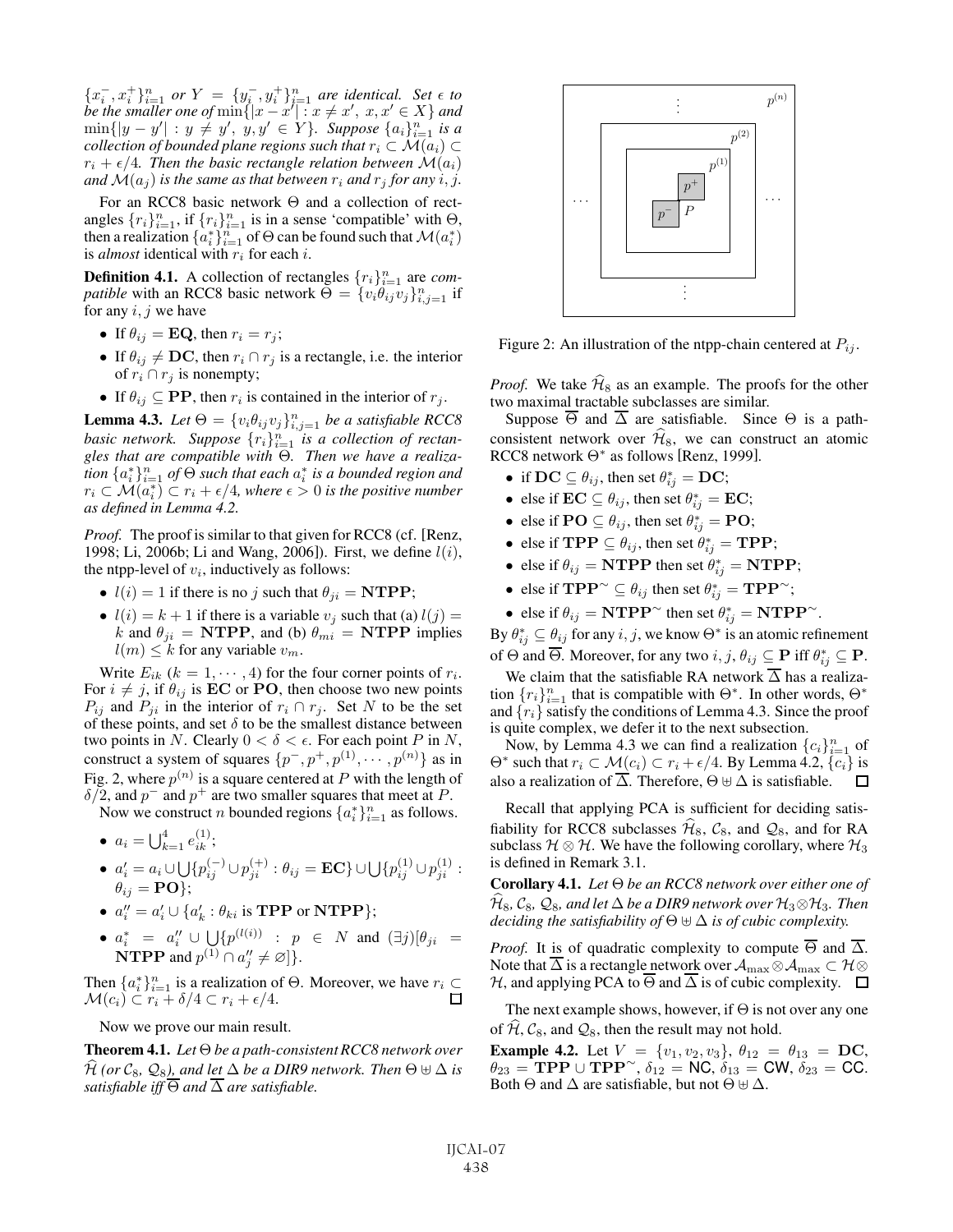$\{x_i^-, x_i^+\}_{i=1}^n$ *or* $Y = \{y_i^-, y_i^+\}_{i=1}^n$ *are identical. Set* $\epsilon$ *to be the smaller one of* $\min\{|x - x'| : x \neq x',\ x, x' \in X\}$ *and* $\min\{|y - y'| : y \neq y',\ y, y' \in Y\}$*. Suppose* $\{a_i\}_{i=1}^n$ *is a collection of bounded plane regions such that* $r_i \subset \mathcal{M}(a_i) \subset r_i + \epsilon/4$*. Then the basic rectangle relation between* $\mathcal{M}(a_i)$ *and* $\mathcal{M}(a_j)$ *is the same as that between* $r_i$ *and* $r_j$ *for any* $i, j$*.*

For an RCC8 basic network $\Theta$ and a collection of rectangles $\{r_i\}_{i=1}^n$, if $\{r_i\}_{i=1}^n$ is in a sense 'compatible' with $\Theta$, then a realization $\{a_i^*\}_{i=1}^n$ of $\Theta$ can be found such that $\mathcal{M}(a_i^*)$ is *almost* identical with $r_i$ for each $i$.

**Definition 4.1.** A collection of rectangles $\{r_i\}_{i=1}^n$ are *compatible* with an RCC8 basic network $\Theta = \{v_i \theta_{ij} v_j\}_{i,j=1}^n$ if for any $i, j$ we have

- If $\theta_{ij} = \mathbf{EQ}$, then $r_i = r_j$;
- If $\theta_{ij} \neq \mathbf{DC}$, then $r_i \cap r_j$ is a rectangle, i.e. the interior of $r_i \cap r_j$ is nonempty;
- If $\theta_{ij} \subseteq \mathbf{PP}$, then $r_i$ is contained in the interior of $r_j$.

**Lemma 4.3.** *Let* $\Theta = \{v_i \theta_{ij} v_j\}_{i,j=1}^n$ *be a satisfiable RCC8 basic network. Suppose* $\{r_i\}_{i=1}^n$ *is a collection of rectangles that are compatible with* $\Theta$*. Then we have a realization* $\{a_i^*\}_{i=1}^n$ *of* $\Theta$ *such that each* $a_i^*$ *is a bounded region and* $r_i \subset \mathcal{M}(a_i^*) \subset r_i + \epsilon/4$*, where* $\epsilon > 0$ *is the positive number as defined in Lemma 4.2.*

*Proof.* The proof is similar to that given for RCC8 (cf. [Renz, 1998; Li, 2006b; Li and Wang, 2006]). First, we define $l(i)$, the ntpp-level of $v_i$, inductively as follows:

- $l(i) = 1$ if there is no $j$ such that $\theta_{ji} = \mathbf{NTPP}$;
- $l(i) = k + 1$ if there is a variable $v_j$ such that (a) $l(j) = k$ and $\theta_{ji} = \mathbf{NTPP}$, and (b) $\theta_{mi} = \mathbf{NTPP}$ implies $l(m) \leq k$ for any variable $v_m$.

Write $E_{ik}$ ($k = 1, \cdots, 4$) for the four corner points of $r_i$. For $i \neq j$, if $\theta_{ij}$ is $\mathbf{EC}$ or $\mathbf{PO}$, then choose two new points $P_{ij}$ and $P_{ji}$ in the interior of $r_i \cap r_j$. Set $N$ to be the set of these points, and set $\delta$ to be the smallest distance between two points in $N$. Clearly $0 < \delta < \epsilon$. For each point $P$ in $N$, construct a system of squares $\{p^-, p^+, p^{(1)}, \cdots, p^{(n)}\}$ as in Fig. 2, where $p^{(n)}$ is a square centered at $P$ with the length of $\delta/2$, and $p^-$ and $p^+$ are two smaller squares that meet at $P$.

Now we construct $n$ bounded regions $\{a_i^*\}_{i=1}^n$ as follows.

- $a_i = \bigcup_{k=1}^4 e_{ik}^{(1)}$;
- $a_i' = a_i \cup \bigcup \{p_{ij}^{(-)} \cup p_{ji}^{(+)} : \theta_{ij} = \mathbf{EC}\} \cup \bigcup \{p_{ij}^{(1)} \cup p_{ji}^{(1)} : \theta_{ij} = \mathbf{PO}\}$;
- $a_i'' = a_i' \cup \{a_k' : \theta_{ki}$ is $\mathbf{TPP}$ or $\mathbf{NTPP}\}$;
- $a_i^* = a_i'' \cup \bigcup \{p^{(l(i))} : p \in N$ and $(\exists j)[\theta_{ji} = \mathbf{NTPP}$ and $p^{(1)} \cap a_j'' \neq \varnothing]\}$.

Then $\{a_i^*\}_{i=1}^n$ is a realization of $\Theta$. Moreover, we have $r_i \subset \mathcal{M}(c_i) \subset r_i + \delta/4 \subset r_i + \epsilon/4$. $\square$

Now we prove our main result.

**Theorem 4.1.** *Let* $\Theta$ *be a path-consistent RCC8 network over* $\widehat{\mathcal{H}}$ *(or* $\mathcal{C}_8$*,* $\mathcal{Q}_8$*), and let* $\Delta$ *be a DIR9 network. Then* $\Theta \uplus \Delta$ *is satisfiable iff* $\overline{\Theta}$ *and* $\overline{\Delta}$ *are satisfiable.*

Figure 2: An illustration of the ntpp-chain centered at $P_{ij}$.

*Proof.* We take $\widehat{\mathcal{H}}_8$ as an example. The proofs for the other two maximal tractable subclasses are similar.

Suppose $\overline{\Theta}$ and $\overline{\Delta}$ are satisfiable. Since $\Theta$ is a path-consistent network over $\widehat{\mathcal{H}}_8$, we can construct an atomic RCC8 network $\Theta^*$ as follows [Renz, 1999].

- if $\mathbf{DC} \subseteq \theta_{ij}$, then set $\theta_{ij}^* = \mathbf{DC}$;
- else if $\mathbf{EC} \subseteq \theta_{ij}$, then set $\theta_{ij}^* = \mathbf{EC}$;
- else if $\mathbf{PO} \subseteq \theta_{ij}$, then set $\theta_{ij}^* = \mathbf{PO}$;
- else if $\mathbf{TPP} \subseteq \theta_{ij}$, then set $\theta_{ij}^* = \mathbf{TPP}$;
- else if $\theta_{ij} = \mathbf{NTPP}$ then set $\theta_{ij}^* = \mathbf{NTPP}$;
- else if $\mathbf{TPP}^\sim \subseteq \theta_{ij}$ then set $\theta_{ij}^* = \mathbf{TPP}^\sim$;
- else if $\theta_{ij} = \mathbf{NTPP}^\sim$ then set $\theta_{ij}^* = \mathbf{NTPP}^\sim$.

By $\theta_{ij}^* \subseteq \theta_{ij}$ for any $i, j$, we know $\Theta^*$ is an atomic refinement of $\Theta$ and $\overline{\Theta}$. Moreover, for any two $i, j$, $\theta_{ij} \subseteq \mathbf{P}$ iff $\theta_{ij}^* \subseteq \mathbf{P}$.

We claim that the satisfiable RA network $\overline{\Delta}$ has a realization $\{r_i\}_{i=1}^n$ that is compatible with $\Theta^*$. In other words, $\Theta^*$ and $\{r_i\}$ satisfy the conditions of Lemma 4.3. Since the proof is quite complex, we defer it to the next subsection.

Now, by Lemma 4.3 we can find a realization $\{c_i\}_{i=1}^n$ of $\Theta^*$ such that $r_i \subset \mathcal{M}(c_i) \subset r_i + \epsilon/4$. By Lemma 4.2, $\{c_i\}$ is also a realization of $\overline{\Delta}$. Therefore, $\Theta \uplus \Delta$ is satisfiable. $\square$

Recall that applying PCA is sufficient for deciding satisfiability for RCC8 subclasses $\widehat{\mathcal{H}}_8$, $\mathcal{C}_8$, and $\mathcal{Q}_8$, and for RA subclass $\mathcal{H} \otimes \mathcal{H}$. We have the following corollary, where $\mathcal{H}_3$ is defined in Remark 3.1.

**Corollary 4.1.** *Let* $\Theta$ *be an RCC8 network over either one of* $\widehat{\mathcal{H}}_8$*,* $\mathcal{C}_8$*,* $\mathcal{Q}_8$*, and let* $\Delta$ *be a DIR9 network over* $\mathcal{H}_3 \otimes \mathcal{H}_3$*. Then deciding the satisfiability of* $\Theta \uplus \Delta$ *is of cubic complexity.*

*Proof.* It is of quadratic complexity to compute $\overline{\Theta}$ and $\overline{\Delta}$. Note that $\overline{\Delta}$ is a rectangle network over $\mathcal{A}_{\max} \otimes \mathcal{A}_{\max} \subset \mathcal{H} \otimes \mathcal{H}$, and applying PCA to $\overline{\Theta}$ and $\overline{\Delta}$ is of cubic complexity. $\square$

The next example shows, however, if $\Theta$ is not over any one of $\widehat{\mathcal{H}}$, $\mathcal{C}_8$, and $\mathcal{Q}_8$, then the result may not hold.

**Example 4.2.** Let $V = \{v_1, v_2, v_3\}$, $\theta_{12} = \theta_{13} = \mathbf{DC}$, $\theta_{23} = \mathbf{TPP} \cup \mathbf{TPP}^\sim$, $\delta_{12} = \mathsf{NC}$, $\delta_{13} = \mathsf{CW}$, $\delta_{23} = \mathsf{CC}$. Both $\Theta$ and $\Delta$ are satisfiable, but not $\Theta \uplus \Delta$.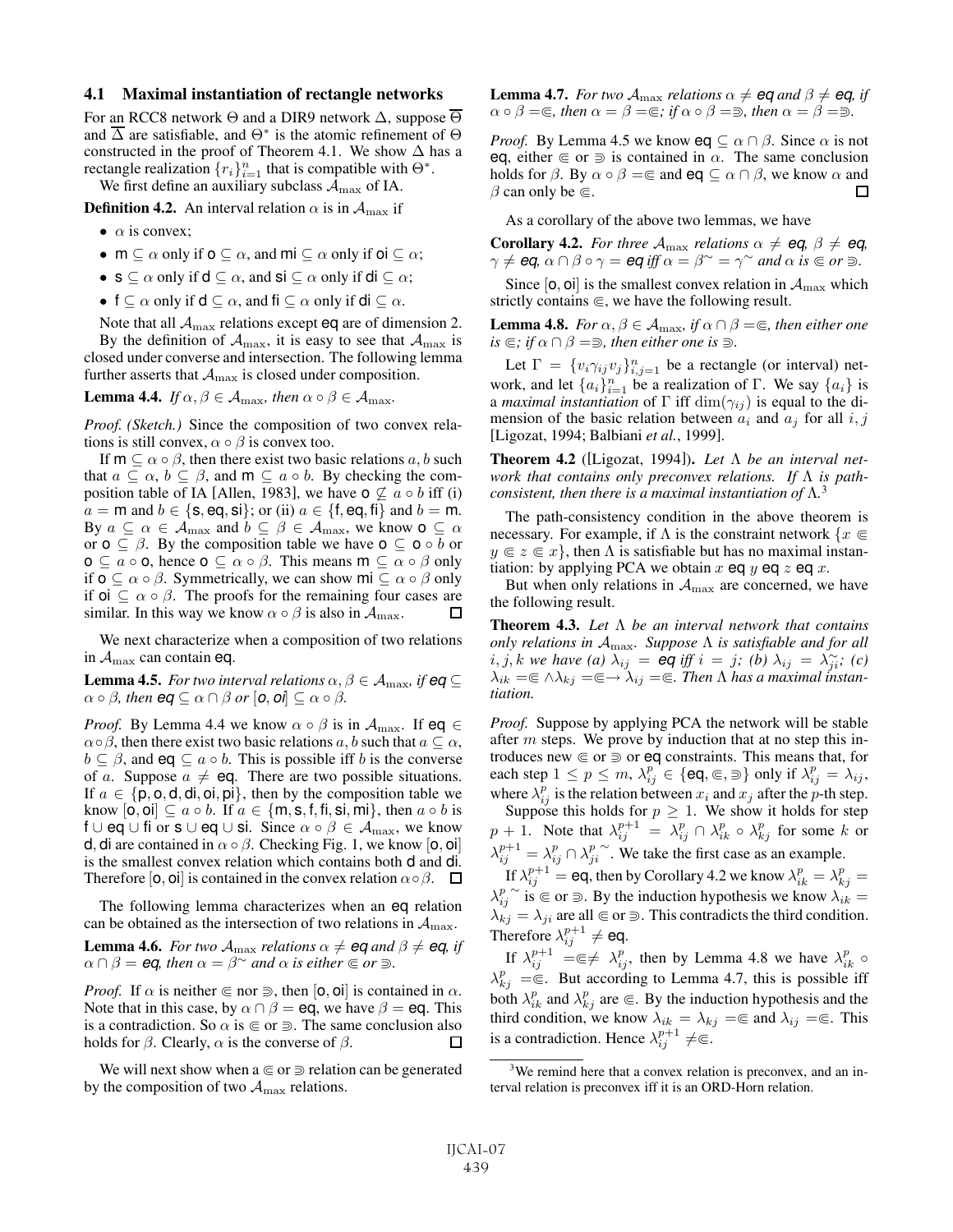### 4.1 Maximal instantiation of rectangle networks

For an RCC8 network $\Theta$ and a DIR9 network $\Delta$, suppose $\overline{\Theta}$ and $\overline{\Delta}$ are satisfiable, and $\Theta^*$ is the atomic refinement of $\Theta$ constructed in the proof of Theorem 4.1. We show $\Delta$ has a rectangle realization $\{r_i\}_{i=1}^n$ that is compatible with $\Theta^*$.

We first define an auxiliary subclass $\mathcal{A}_{\max}$ of IA.

**Definition 4.2.** An interval relation $\alpha$ is in $\mathcal{A}_{\max}$ if

- $\alpha$ is convex;
- $\mathsf{m} \subseteq \alpha$ only if $\mathsf{o} \subseteq \alpha$, and $\mathsf{mi} \subseteq \alpha$ only if $\mathsf{oi} \subseteq \alpha$;
- $\mathsf{s} \subseteq \alpha$ only if $\mathsf{d} \subseteq \alpha$, and $\mathsf{si} \subseteq \alpha$ only if $\mathsf{di} \subseteq \alpha$;
- $\mathsf{f} \subseteq \alpha$ only if $\mathsf{d} \subseteq \alpha$, and $\mathsf{fi} \subseteq \alpha$ only if $\mathsf{di} \subseteq \alpha$.

Note that all $\mathcal{A}_{\max}$ relations except $\mathsf{eq}$ are of dimension 2.

By the definition of $\mathcal{A}_{\max}$, it is easy to see that $\mathcal{A}_{\max}$ is closed under converse and intersection. The following lemma further asserts that $\mathcal{A}_{\max}$ is closed under composition.

**Lemma 4.4.** *If $\alpha, \beta \in \mathcal{A}_{\max}$, then $\alpha \circ \beta \in \mathcal{A}_{\max}$.*

*Proof. (Sketch.)* Since the composition of two convex relations is still convex, $\alpha \circ \beta$ is convex too.

If $\mathsf{m} \subseteq \alpha \circ \beta$, then there exist two basic relations $a, b$ such that $a \subseteq \alpha$, $b \subseteq \beta$, and $\mathsf{m} \subseteq a \circ b$. By checking the composition table of IA [Allen, 1983], we have $\mathsf{o} \not\subseteq a \circ b$ iff (i) $a = \mathsf{m}$ and $b \in \{\mathsf{s}, \mathsf{eq}, \mathsf{si}\}$; or (ii) $a \in \{\mathsf{f}, \mathsf{eq}, \mathsf{fi}\}$ and $b = \mathsf{m}$. By $a \subseteq \alpha \in \mathcal{A}_{\max}$ and $b \subseteq \beta \in \mathcal{A}_{\max}$, we know $\mathsf{o} \subseteq \alpha$ or $\mathsf{o} \subseteq \beta$. By the composition table we have $\mathsf{o} \subseteq \mathsf{o} \circ b$ or $\mathsf{o} \subseteq a \circ \mathsf{o}$, hence $\mathsf{o} \subseteq \alpha \circ \beta$. This means $\mathsf{m} \subseteq \alpha \circ \beta$ only if $\mathsf{o} \subseteq \alpha \circ \beta$. Symmetrically, we can show $\mathsf{mi} \subseteq \alpha \circ \beta$ only if $\mathsf{oi} \subseteq \alpha \circ \beta$. The proofs for the remaining four cases are similar. In this way we know $\alpha \circ \beta$ is also in $\mathcal{A}_{\max}$. □

We next characterize when a composition of two relations in $\mathcal{A}_{\max}$ can contain $\mathsf{eq}$.

**Lemma 4.5.** *For two interval relations $\alpha, \beta \in \mathcal{A}_{\max}$, if $\mathsf{eq} \subseteq \alpha \circ \beta$, then $\mathsf{eq} \subseteq \alpha \cap \beta$ or $[\mathsf{o}, \mathsf{oi}] \subseteq \alpha \circ \beta$.*

*Proof.* By Lemma 4.4 we know $\alpha \circ \beta$ is in $\mathcal{A}_{\max}$. If $\mathsf{eq} \in \alpha \circ \beta$, then there exist two basic relations $a, b$ such that $a \subseteq \alpha$, $b \subseteq \beta$, and $\mathsf{eq} \subseteq a \circ b$. This is possible iff $b$ is the converse of $a$. Suppose $a \neq \mathsf{eq}$. There are two possible situations. If $a \in \{\mathsf{p}, \mathsf{o}, \mathsf{d}, \mathsf{di}, \mathsf{oi}, \mathsf{pi}\}$, then by the composition table we know $[\mathsf{o}, \mathsf{oi}] \subseteq a \circ b$. If $a \in \{\mathsf{m}, \mathsf{s}, \mathsf{f}, \mathsf{fi}, \mathsf{si}, \mathsf{mi}\}$, then $a \circ b$ is $\mathsf{f} \cup \mathsf{eq} \cup \mathsf{fi}$ or $\mathsf{s} \cup \mathsf{eq} \cup \mathsf{si}$. Since $\alpha \circ \beta \in \mathcal{A}_{\max}$, we know $\mathsf{d}, \mathsf{di}$ are contained in $\alpha \circ \beta$. Checking Fig. 1, we know $[\mathsf{o}, \mathsf{oi}]$ is the smallest convex relation which contains both $\mathsf{d}$ and $\mathsf{di}$. Therefore $[\mathsf{o}, \mathsf{oi}]$ is contained in the convex relation $\alpha \circ \beta$. □

The following lemma characterizes when an $\mathsf{eq}$ relation can be obtained as the intersection of two relations in $\mathcal{A}_{\max}$.

**Lemma 4.6.** *For two $\mathcal{A}_{\max}$ relations $\alpha \neq \mathsf{eq}$ and $\beta \neq \mathsf{eq}$, if $\alpha \cap \beta = \mathsf{eq}$, then $\alpha = \beta^\sim$ and $\alpha$ is either $\Subset$ or $\Supset$.*

*Proof.* If $\alpha$ is neither $\Subset$ nor $\Supset$, then $[\mathsf{o}, \mathsf{oi}]$ is contained in $\alpha$. Note that in this case, by $\alpha \cap \beta = \mathsf{eq}$, we have $\beta = \mathsf{eq}$. This is a contradiction. So $\alpha$ is $\Subset$ or $\Supset$. The same conclusion also holds for $\beta$. Clearly, $\alpha$ is the converse of $\beta$. □

We will next show when a $\Subset$ or $\Supset$ relation can be generated by the composition of two $\mathcal{A}_{\max}$ relations.

**Lemma 4.7.** *For two $\mathcal{A}_{\max}$ relations $\alpha \neq \mathsf{eq}$ and $\beta \neq \mathsf{eq}$, if $\alpha \circ \beta = \Subset$, then $\alpha = \beta = \Subset$; if $\alpha \circ \beta = \Supset$, then $\alpha = \beta = \Supset$.*

*Proof.* By Lemma 4.5 we know $\mathsf{eq} \subseteq \alpha \cap \beta$. Since $\alpha$ is not $\mathsf{eq}$, either $\Subset$ or $\Supset$ is contained in $\alpha$. The same conclusion holds for $\beta$. By $\alpha \circ \beta = \Subset$ and $\mathsf{eq} \subseteq \alpha \cap \beta$, we know $\alpha$ and $\beta$ can only be $\Subset$. □

As a corollary of the above two lemmas, we have

**Corollary 4.2.** *For three $\mathcal{A}_{\max}$ relations $\alpha \neq \mathsf{eq}$, $\beta \neq \mathsf{eq}$, $\gamma \neq \mathsf{eq}$, $\alpha \cap \beta \circ \gamma = \mathsf{eq}$ iff $\alpha = \beta^\sim = \gamma^\sim$ and $\alpha$ is $\Subset$ or $\Supset$.*

Since $[\mathsf{o}, \mathsf{oi}]$ is the smallest convex relation in $\mathcal{A}_{\max}$ which strictly contains $\Subset$, we have the following result.

**Lemma 4.8.** *For $\alpha, \beta \in \mathcal{A}_{\max}$, if $\alpha \cap \beta = \Subset$, then either one is $\Subset$; if $\alpha \cap \beta = \Supset$, then either one is $\Supset$.*

Let $\Gamma = \{v_i \gamma_{ij} v_j\}_{i,j=1}^n$ be a rectangle (or interval) network, and let $\{a_i\}_{i=1}^n$ be a realization of $\Gamma$. We say $\{a_i\}$ is a *maximal instantiation* of $\Gamma$ iff $\dim(\gamma_{ij})$ is equal to the dimension of the basic relation between $a_i$ and $a_j$ for all $i, j$ [Ligozat, 1994; Balbiani *et al.*, 1999].

**Theorem 4.2** ([Ligozat, 1994]). *Let $\Lambda$ be an interval network that contains only preconvex relations. If $\Lambda$ is path-consistent, then there is a maximal instantiation of $\Lambda$.*[3]

The path-consistency condition in the above theorem is necessary. For example, if $\Lambda$ is the constraint network $\{x \Subset y \Subset z \Subset x\}$, then $\Lambda$ is satisfiable but has no maximal instantiation: by applying PCA we obtain $x\ \mathsf{eq}\ y\ \mathsf{eq}\ z\ \mathsf{eq}\ x$.

But when only relations in $\mathcal{A}_{\max}$ are concerned, we have the following result.

**Theorem 4.3.** *Let $\Lambda$ be an interval network that contains only relations in $\mathcal{A}_{\max}$. Suppose $\Lambda$ is satisfiable and for all $i, j, k$ we have (a) $\lambda_{ij} = \mathsf{eq}$ iff $i = j$; (b) $\lambda_{ij} = \lambda_{ji}^\sim$; (c) $\lambda_{ik} = \Subset \wedge \lambda_{kj} = \Subset \rightarrow \lambda_{ij} = \Subset$. Then $\Lambda$ has a maximal instantiation.*

*Proof.* Suppose by applying PCA the network will be stable after $m$ steps. We prove by induction that at no step this introduces new $\Subset$ or $\Supset$ or $\mathsf{eq}$ constraints. This means that, for each step $1 \leq p \leq m$, $\lambda_{ij}^p \in \{\mathsf{eq}, \Subset, \Supset\}$ only if $\lambda_{ij}^p = \lambda_{ij}$, where $\lambda_{ij}^p$ is the relation between $x_i$ and $x_j$ after the $p$-th step.

Suppose this holds for $p \geq 1$. We show it holds for step $p+1$. Note that $\lambda_{ij}^{p+1} = \lambda_{ij}^p \cap \lambda_{ik}^p \circ \lambda_{kj}^p$ for some $k$ or $\lambda_{ij}^{p+1} = \lambda_{ij}^p \cap {\lambda_{ji}^p}^\sim$. We take the first case as an example.

If $\lambda_{ij}^{p+1} = \mathsf{eq}$, then by Corollary 4.2 we know $\lambda_{ik}^p = \lambda_{kj}^p = {\lambda_{ij}^p}^\sim$ is $\Subset$ or $\Supset$. By the induction hypothesis we know $\lambda_{ik} = \lambda_{kj} = \lambda_{ji}$ are all $\Subset$ or $\Supset$. This contradicts the third condition. Therefore $\lambda_{ij}^{p+1} \neq \mathsf{eq}$.

If $\lambda_{ij}^{p+1} = \Subset \neq \lambda_{ij}^p$, then by Lemma 4.8 we have $\lambda_{ik}^p \circ \lambda_{kj}^p = \Subset$. But according to Lemma 4.7, this is possible iff both $\lambda_{ik}^p$ and $\lambda_{kj}^p$ are $\Subset$. By the induction hypothesis and the third condition, we know $\lambda_{ik} = \lambda_{kj} = \Subset$ and $\lambda_{ij} = \Subset$. This is a contradiction. Hence $\lambda_{ij}^{p+1} \neq \Subset$.

---

[3] We remind here that a convex relation is preconvex, and an interval relation is preconvex iff it is an ORD-Horn relation.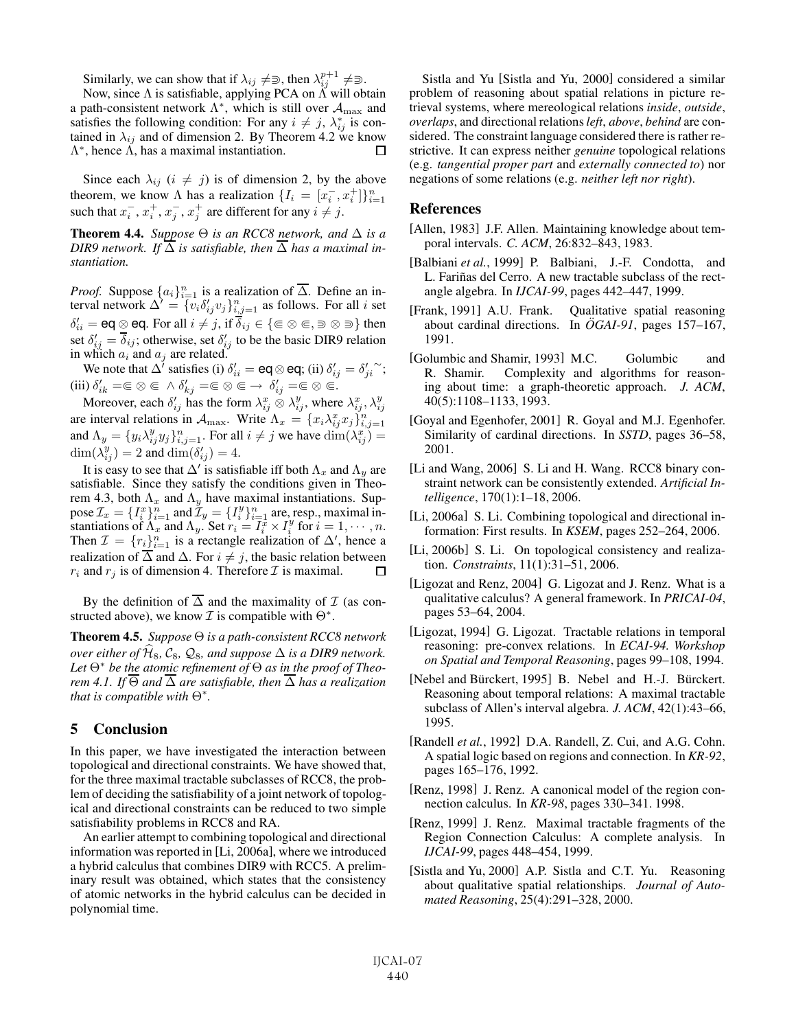Similarly, we can show that if $\lambda_{ij} \neq \ni$, then $\lambda_{ij}^{p+1} \neq \ni$.

Now, since $\Lambda$ is satisfiable, applying PCA on $\Lambda$ will obtain a path-consistent network $\Lambda^*$, which is still over $\mathcal{A}_{\max}$ and satisfies the following condition: For any $i \neq j$, $\lambda_{ij}^*$ is contained in $\lambda_{ij}$ and of dimension 2. By Theorem 4.2 we know $\Lambda^*$, hence $\Lambda$, has a maximal instantiation. □

Since each $\lambda_{ij}$ ($i \neq j$) is of dimension 2, by the above theorem, we know $\Lambda$ has a realization $\{I_i = [x_i^-, x_i^+]\}_{i=1}^n$ such that $x_i^-, x_i^+, x_j^-, x_j^+$ are different for any $i \neq j$.

**Theorem 4.4.** *Suppose $\Theta$ is an RCC8 network, and $\Delta$ is a DIR9 network. If $\overline{\Delta}$ is satisfiable, then $\overline{\Delta}$ has a maximal instantiation.*

*Proof.* Suppose $\{a_i\}_{i=1}^n$ is a realization of $\overline{\Delta}$. Define an interval network $\Delta' = \{v_i \delta'_{ij} v_j\}_{i,j=1}^n$ as follows. For all $i$ set $\delta'_{ii} = \mathsf{eq} \otimes \mathsf{eq}$. For all $i \neq j$, if $\overline{\delta}_{ij} \in \{\in \otimes \in, \ni \otimes \ni\}$ then set $\delta'_{ij} = \overline{\delta}_{ij}$; otherwise, set $\delta'_{ij}$ to be the basic DIR9 relation in which $a_i$ and $a_j$ are related.

We note that $\Delta'$ satisfies (i) $\delta'_{ii} = \mathsf{eq} \otimes \mathsf{eq}$; (ii) $\delta'_{ij} = {\delta'_{ji}}^{\sim}$; (iii) $\delta'_{ik} = \in \otimes \in \ \wedge \ \delta'_{kj} = \in \otimes \in \ \rightarrow \ \delta'_{ij} = \in \otimes \in$.

Moreover, each $\delta'_{ij}$ has the form $\lambda_{ij}^x \otimes \lambda_{ij}^y$, where $\lambda_{ij}^x, \lambda_{ij}^y$ are interval relations in $\mathcal{A}_{\max}$. Write $\Lambda_x = \{x_i \lambda_{ij}^x x_j\}_{i,j=1}^n$ and $\Lambda_y = \{y_i \lambda_{ij}^y y_j\}_{i,j=1}^n$. For all $i \neq j$ we have $\dim(\lambda_{ij}^x) = \dim(\lambda_{ij}^y) = 2$ and $\dim(\delta'_{ij}) = 4$.

It is easy to see that $\Delta'$ is satisfiable iff both $\Lambda_x$ and $\Lambda_y$ are satisfiable. Since they satisfy the conditions given in Theorem 4.3, both $\Lambda_x$ and $\Lambda_y$ have maximal instantiations. Suppose $\mathcal{I}_x = \{I_i^x\}_{i=1}^n$ and $\mathcal{I}_y = \{I_i^y\}_{i=1}^n$ are, resp., maximal instantiations of $\Lambda_x$ and $\Lambda_y$. Set $r_i = I_i^x \times I_i^y$ for $i = 1, \cdots, n$. Then $\mathcal{I} = \{r_i\}_{i=1}^n$ is a rectangle realization of $\Delta'$, hence a realization of $\overline{\Delta}$ and $\Delta$. For $i \neq j$, the basic relation between $r_i$ and $r_j$ is of dimension 4. Therefore $\mathcal{I}$ is maximal. □

By the definition of $\overline{\Delta}$ and the maximality of $\mathcal{I}$ (as constructed above), we know $\mathcal{I}$ is compatible with $\Theta^*$.

**Theorem 4.5.** *Suppose $\Theta$ is a path-consistent RCC8 network over either of $\widehat{\mathcal{H}}_8$, $\mathcal{C}_8$, $\mathcal{Q}_8$, and suppose $\Delta$ is a DIR9 network. Let $\Theta^*$ be the atomic refinement of $\Theta$ as in the proof of Theorem 4.1. If $\overline{\Theta}$ and $\overline{\Delta}$ are satisfiable, then $\overline{\Delta}$ has a realization that is compatible with $\Theta^*$.*

## 5 Conclusion

In this paper, we have investigated the interaction between topological and directional constraints. We have showed that, for the three maximal tractable subclasses of RCC8, the problem of deciding the satisfiability of a joint network of topological and directional constraints can be reduced to two simple satisfiability problems in RCC8 and RA.

An earlier attempt to combining topological and directional information was reported in [Li, 2006a], where we introduced a hybrid calculus that combines DIR9 with RCC5. A preliminary result was obtained, which states that the consistency of atomic networks in the hybrid calculus can be decided in polynomial time.

Sistla and Yu [Sistla and Yu, 2000] considered a similar problem of reasoning about spatial relations in picture retrieval systems, where mereological relations *inside*, *outside*, *overlaps*, and directional relations *left*, *above*, *behind* are considered. The constraint language considered there is rather restrictive. It can express neither *genuine* topological relations (e.g. *tangential proper part* and *externally connected to*) nor negations of some relations (e.g. *neither left nor right*).

## References

[Allen, 1983] J.F. Allen. Maintaining knowledge about temporal intervals. *C. ACM*, 26:832–843, 1983.

[Balbiani *et al.*, 1999] P. Balbiani, J.-F. Condotta, and L. Fariñas del Cerro. A new tractable subclass of the rectangle algebra. In *IJCAI-99*, pages 442–447, 1999.

[Frank, 1991] A.U. Frank. Qualitative spatial reasoning about cardinal directions. In *ÖGAI-91*, pages 157–167, 1991.

[Golumbic and Shamir, 1993] M.C. Golumbic and R. Shamir. Complexity and algorithms for reasoning about time: a graph-theoretic approach. *J. ACM*, 40(5):1108–1133, 1993.

[Goyal and Egenhofer, 2001] R. Goyal and M.J. Egenhofer. Similarity of cardinal directions. In *SSTD*, pages 36–58, 2001.

[Li and Wang, 2006] S. Li and H. Wang. RCC8 binary constraint network can be consistently extended. *Artificial Intelligence*, 170(1):1–18, 2006.

[Li, 2006a] S. Li. Combining topological and directional information: First results. In *KSEM*, pages 252–264, 2006.

[Li, 2006b] S. Li. On topological consistency and realization. *Constraints*, 11(1):31–51, 2006.

[Ligozat and Renz, 2004] G. Ligozat and J. Renz. What is a qualitative calculus? A general framework. In *PRICAI-04*, pages 53–64, 2004.

[Ligozat, 1994] G. Ligozat. Tractable relations in temporal reasoning: pre-convex relations. In *ECAI-94. Workshop on Spatial and Temporal Reasoning*, pages 99–108, 1994.

[Nebel and Bürckert, 1995] B. Nebel and H.-J. Bürckert. Reasoning about temporal relations: A maximal tractable subclass of Allen's interval algebra. *J. ACM*, 42(1):43–66, 1995.

[Randell *et al.*, 1992] D.A. Randell, Z. Cui, and A.G. Cohn. A spatial logic based on regions and connection. In *KR-92*, pages 165–176, 1992.

[Renz, 1998] J. Renz. A canonical model of the region connection calculus. In *KR-98*, pages 330–341. 1998.

[Renz, 1999] J. Renz. Maximal tractable fragments of the Region Connection Calculus: A complete analysis. In *IJCAI-99*, pages 448–454, 1999.

[Sistla and Yu, 2000] A.P. Sistla and C.T. Yu. Reasoning about qualitative spatial relationships. *Journal of Automated Reasoning*, 25(4):291–328, 2000.